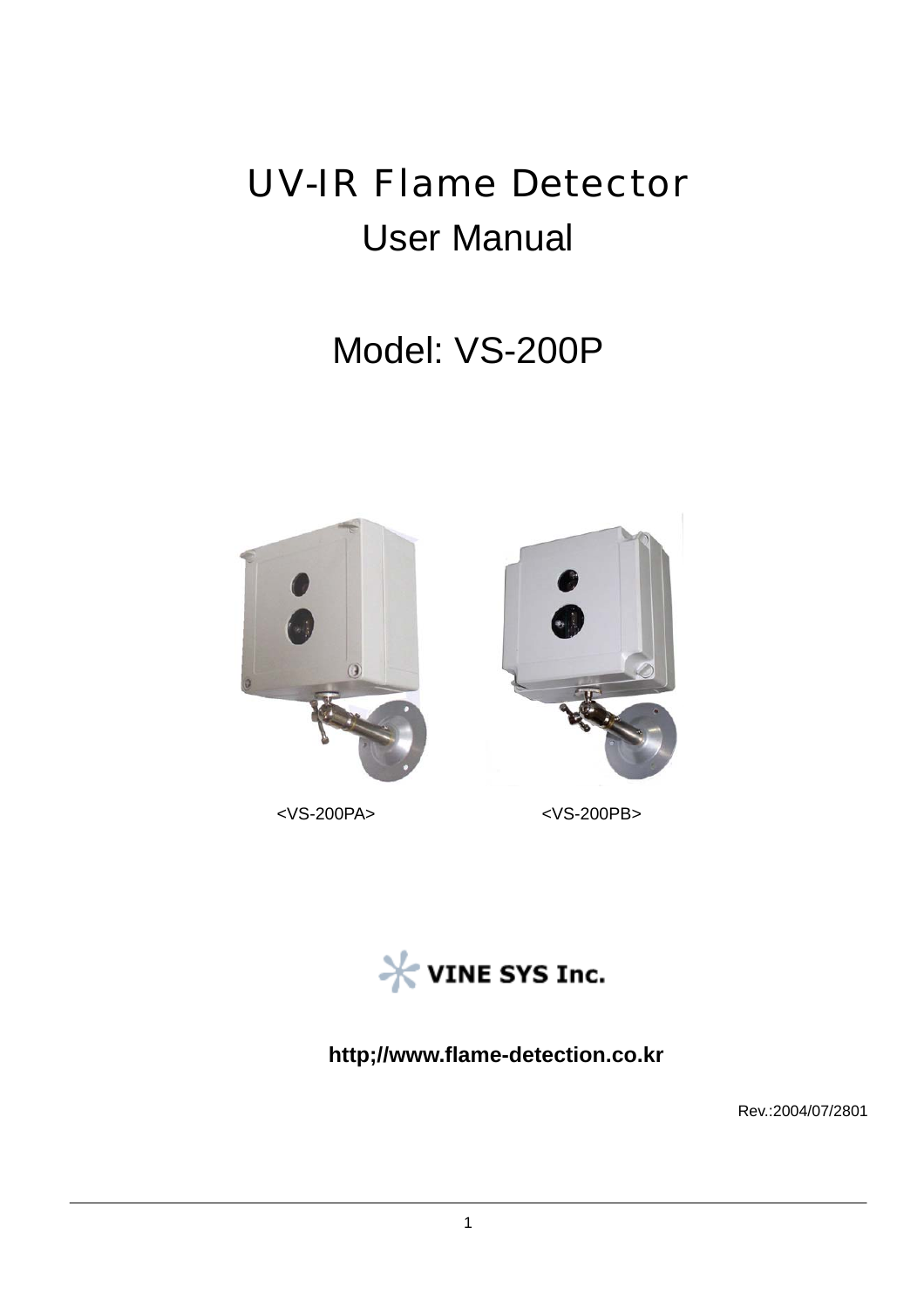# UV-IR Flame Detector

## User Manual

## Model: VS-200P

<VS-200PA> <VS-200PB>

VINE SYS Inc.

**http;//www.flame-detection.co.kr**

Rev.:2004/07/2801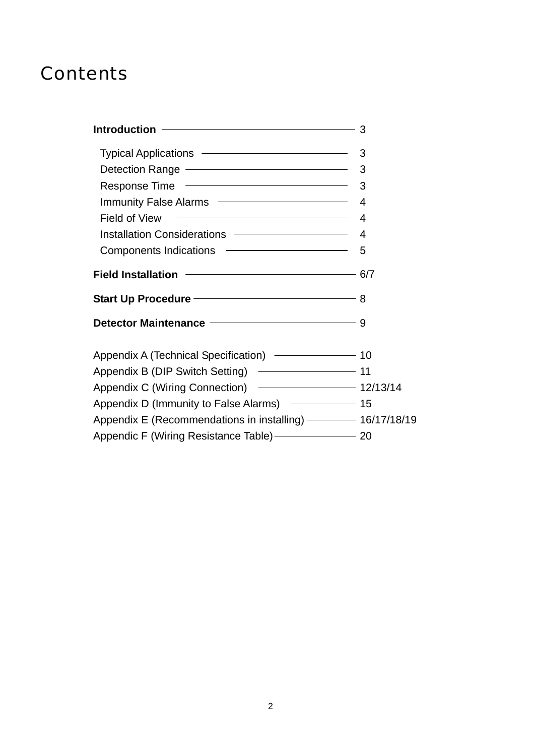# Contents

| | |
|---|---|
| **Introduction** | 3 |
| Typical Applications | 3 |
| Detection Range | 3 |
| Response Time | 3 |
| Immunity False Alarms | 4 |
| Field of View | 4 |
| Installation Considerations | 4 |
| Components Indications | 5 |
| **Field Installation** | 6/7 |
| **Start Up Procedure** | 8 |
| **Detector Maintenance** | 9 |
| Appendix A (Technical Specification) | 10 |
| Appendix B (DIP Switch Setting) | 11 |
| Appendix C (Wiring Connection) | 12/13/14 |
| Appendix D (Immunity to False Alarms) | 15 |
| Appendix E (Recommendations in installing) | 16/17/18/19 |
| Appendic F (Wiring Resistance Table) | 20 |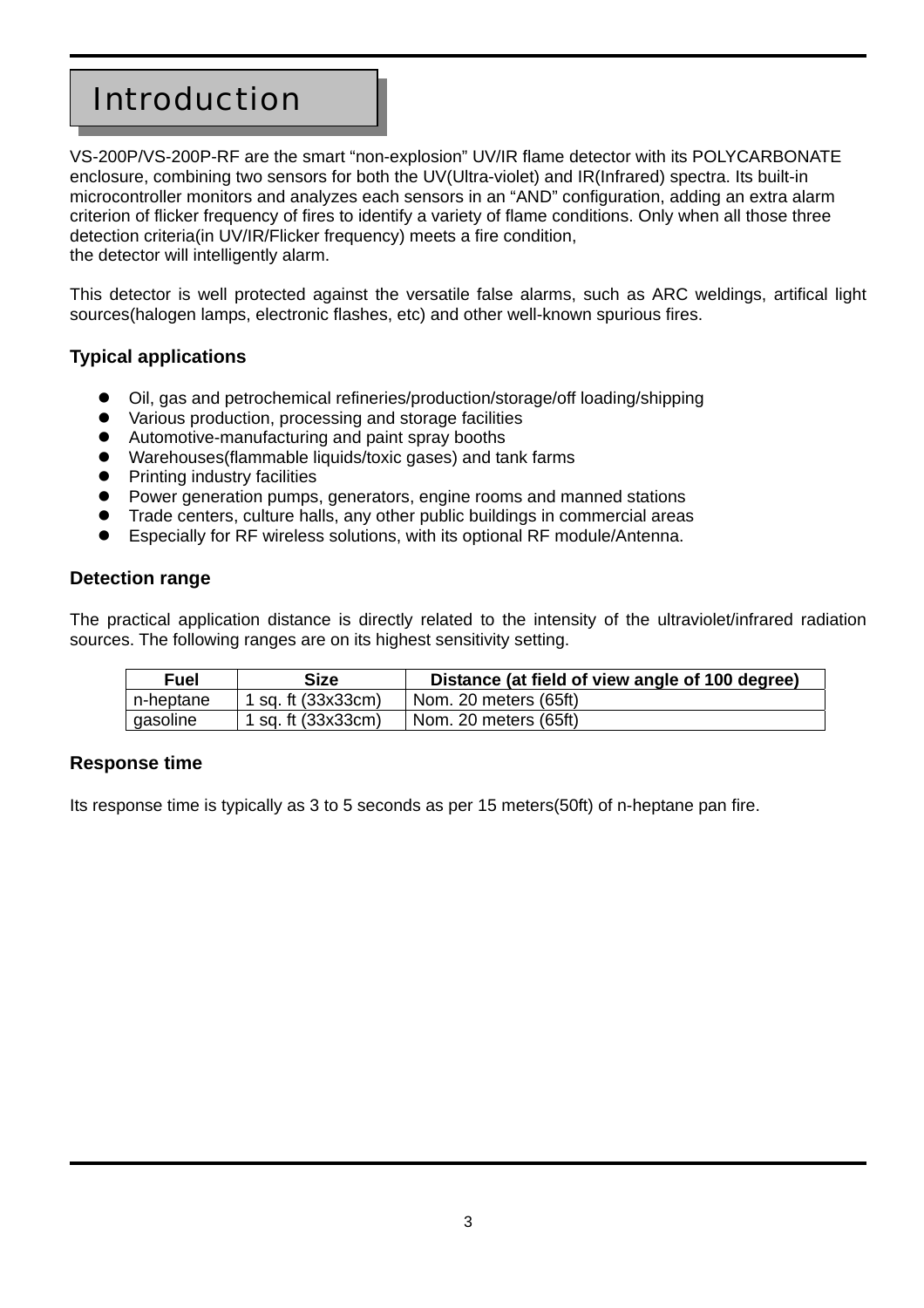# Introduction

VS-200P/VS-200P-RF are the smart “non-explosion” UV/IR flame detector with its POLYCARBONATE enclosure, combining two sensors for both the UV(Ultra-violet) and IR(Infrared) spectra. Its built-in microcontroller monitors and analyzes each sensors in an “AND” configuration, adding an extra alarm criterion of flicker frequency of fires to identify a variety of flame conditions. Only when all those three detection criteria(in UV/IR/Flicker frequency) meets a fire condition,
the detector will intelligently alarm.

This detector is well protected against the versatile false alarms, such as ARC weldings, artifical light sources(halogen lamps, electronic flashes, etc) and other well-known spurious fires.

### Typical applications

- Oil, gas and petrochemical refineries/production/storage/off loading/shipping
- Various production, processing and storage facilities
- Automotive-manufacturing and paint spray booths
- Warehouses(flammable liquids/toxic gases) and tank farms
- Printing industry facilities
- Power generation pumps, generators, engine rooms and manned stations
- Trade centers, culture halls, any other public buildings in commercial areas
- Especially for RF wireless solutions, with its optional RF module/Antenna.

### Detection range

The practical application distance is directly related to the intensity of the ultraviolet/infrared radiation sources. The following ranges are on its highest sensitivity setting.

| Fuel | Size | Distance (at field of view angle of 100 degree) |
|---|---|---|
| n-heptane | 1 sq. ft (33x33cm) | Nom. 20 meters (65ft) |
| gasoline | 1 sq. ft (33x33cm) | Nom. 20 meters (65ft) |

### Response time

Its response time is typically as 3 to 5 seconds as per 15 meters(50ft) of n-heptane pan fire.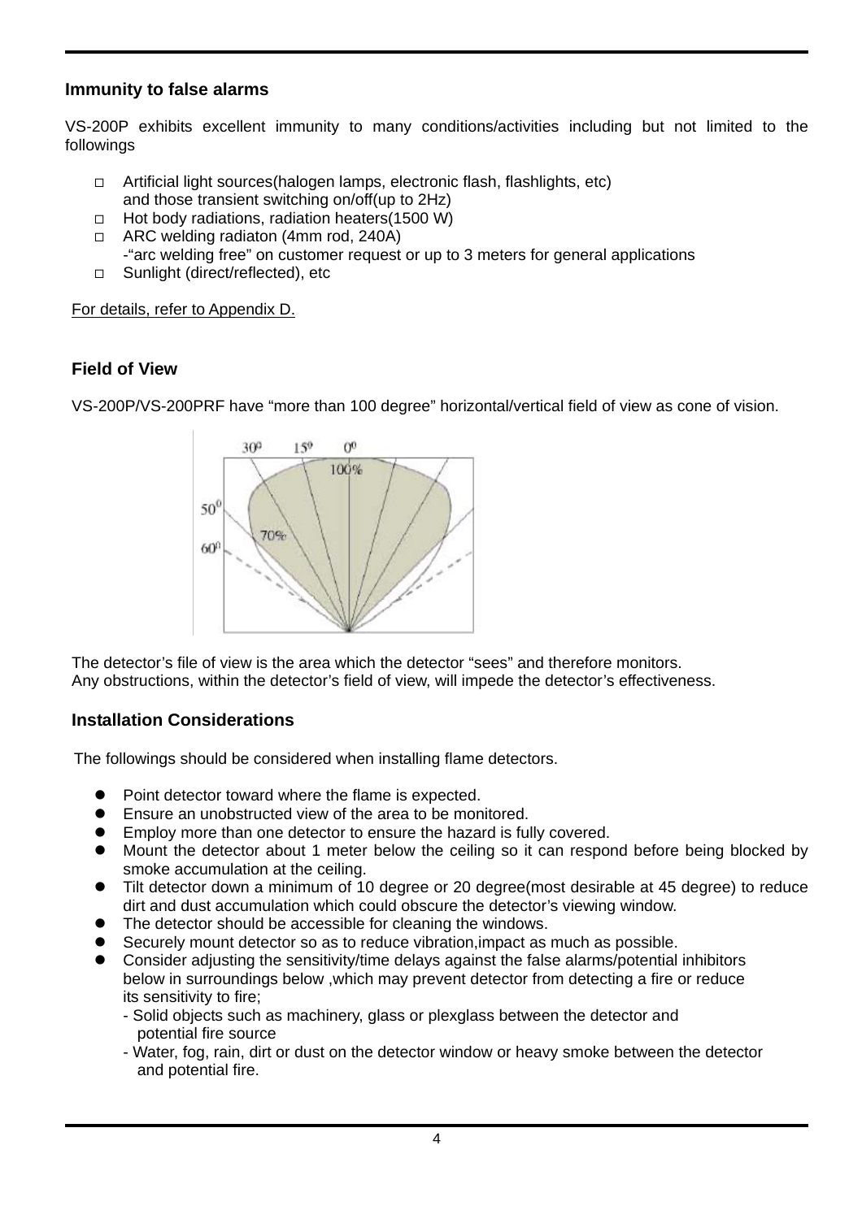## Immunity to false alarms

VS-200P exhibits excellent immunity to many conditions/activities including but not limited to the followings

- □ Artificial light sources(halogen lamps, electronic flash, flashlights, etc) and those transient switching on/off(up to 2Hz)
- □ Hot body radiations, radiation heaters(1500 W)
- □ ARC welding radiaton (4mm rod, 240A)
  -“arc welding free” on customer request or up to 3 meters for general applications
- □ Sunlight (direct/reflected), etc

For details, refer to Appendix D.

## Field of View

VS-200P/VS-200PRF have “more than 100 degree” horizontal/vertical field of view as cone of vision.

The detector’s file of view is the area which the detector “sees” and therefore monitors.
Any obstructions, within the detector’s field of view, will impede the detector’s effectiveness.

## Installation Considerations

The followings should be considered when installing flame detectors.

- Point detector toward where the flame is expected.
- Ensure an unobstructed view of the area to be monitored.
- Employ more than one detector to ensure the hazard is fully covered.
- Mount the detector about 1 meter below the ceiling so it can respond before being blocked by smoke accumulation at the ceiling.
- Tilt detector down a minimum of 10 degree or 20 degree(most desirable at 45 degree) to reduce dirt and dust accumulation which could obscure the detector’s viewing window.
- The detector should be accessible for cleaning the windows.
- Securely mount detector so as to reduce vibration,impact as much as possible.
- Consider adjusting the sensitivity/time delays against the false alarms/potential inhibitors below in surroundings below ,which may prevent detector from detecting a fire or reduce its sensitivity to fire;
  - Solid objects such as machinery, glass or plexglass between the detector and potential fire source
  - Water, fog, rain, dirt or dust on the detector window or heavy smoke between the detector and potential fire.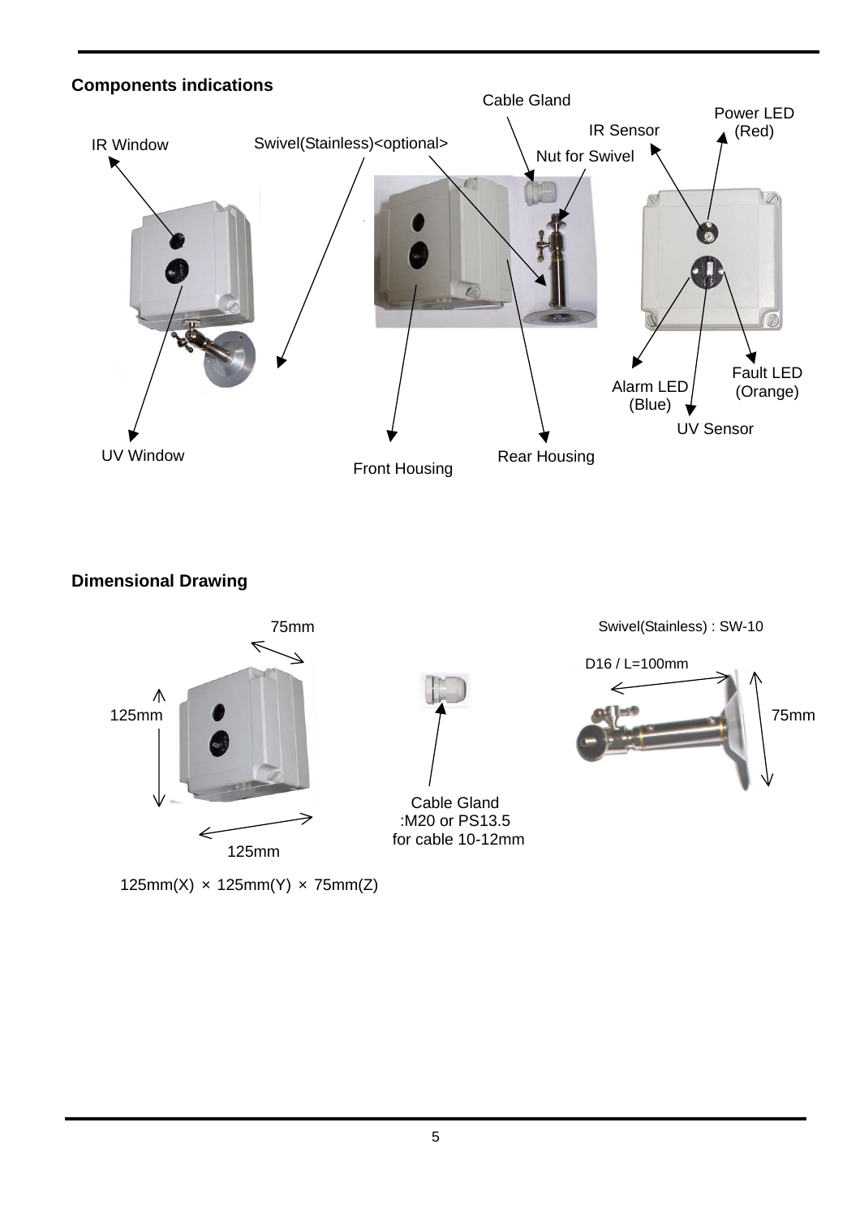**Components indications**

IR Window

Swivel(Stainless)<optional>

Cable Gland

Nut for Swivel

IR Sensor

Power LED (Red)

UV Window

Front Housing

Rear Housing

Alarm LED (Blue)

Fault LED (Orange)

UV Sensor

**Dimensional Drawing**

75mm

125mm

125mm

125mm(X) × 125mm(Y) × 75mm(Z)

Cable Gland
:M20 or PS13.5
for cable 10-12mm

Swivel(Stainless) : SW-10

D16 / L=100mm

75mm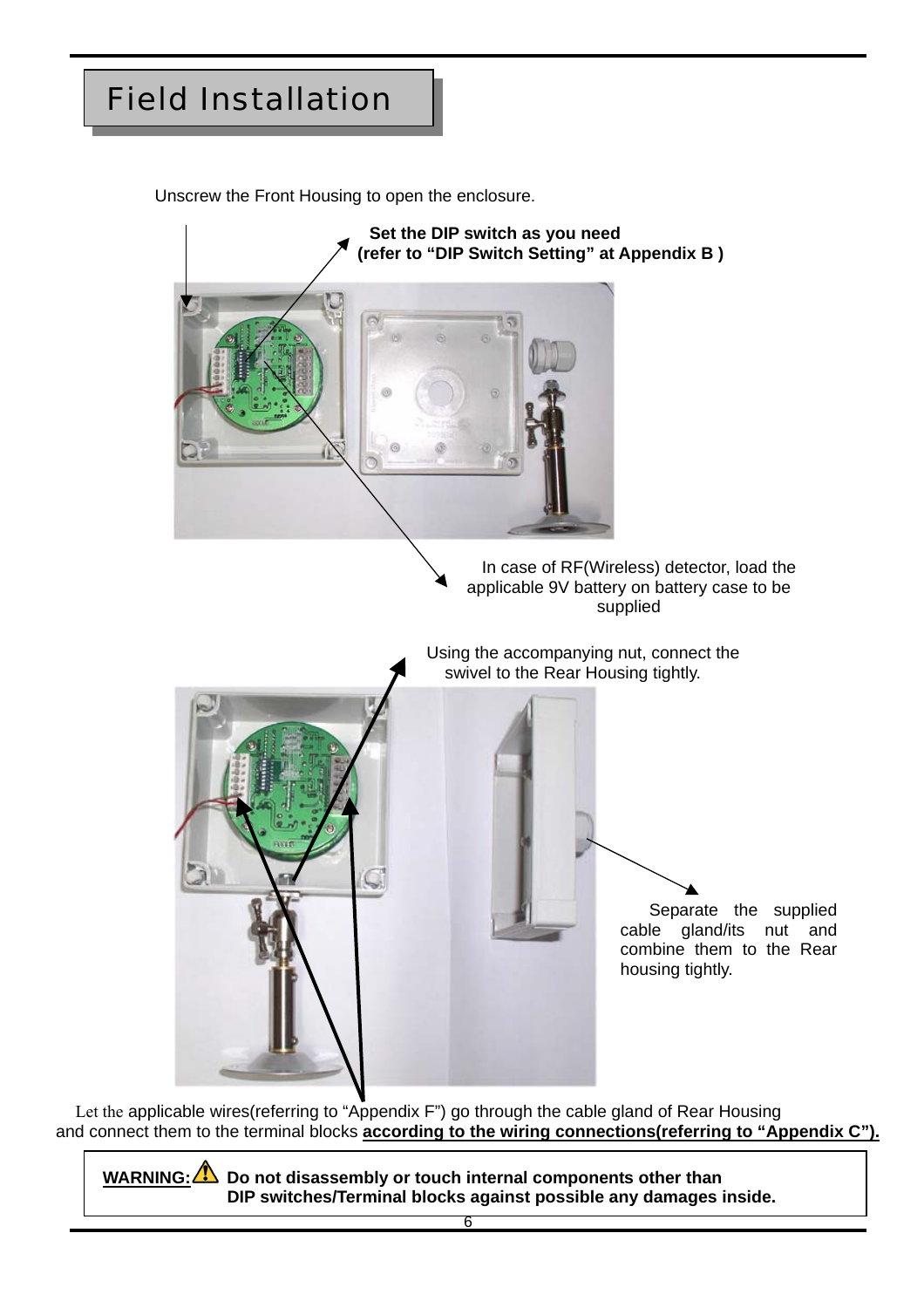# Field Installation

Unscrew the Front Housing to open the enclosure.

**Set the DIP switch as you need (refer to "DIP Switch Setting" at Appendix B )**

In case of RF(Wireless) detector, load the applicable 9V battery on battery case to be supplied

Using the accompanying nut, connect the swivel to the Rear Housing tightly.

Separate the supplied cable gland/its nut and combine them to the Rear housing tightly.

Let the applicable wires(referring to "Appendix F") go through the cable gland of Rear Housing and connect them to the terminal blocks **according to the wiring connections(referring to "Appendix C").**

**WARNING:** ⚠ **Do not disassembly or touch internal components other than DIP switches/Terminal blocks against possible any damages inside.**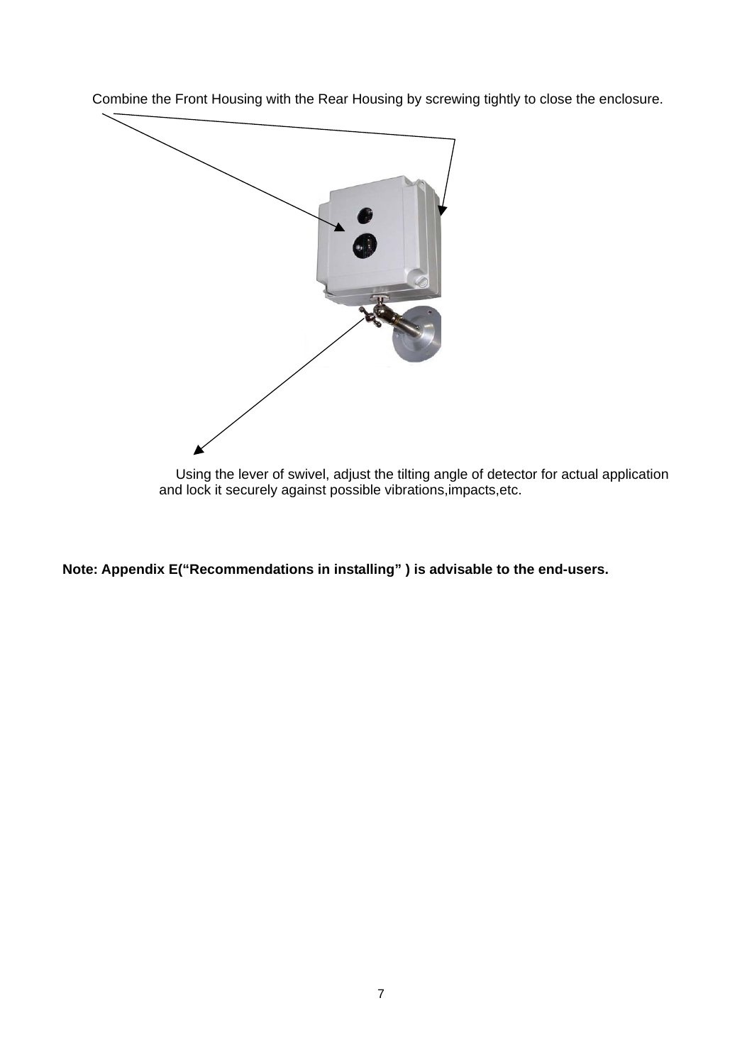Combine the Front Housing with the Rear Housing by screwing tightly to close the enclosure.

Using the lever of swivel, adjust the tilting angle of detector for actual application and lock it securely against possible vibrations,impacts,etc.

**Note: Appendix E(“Recommendations in installing” ) is advisable to the end-users.**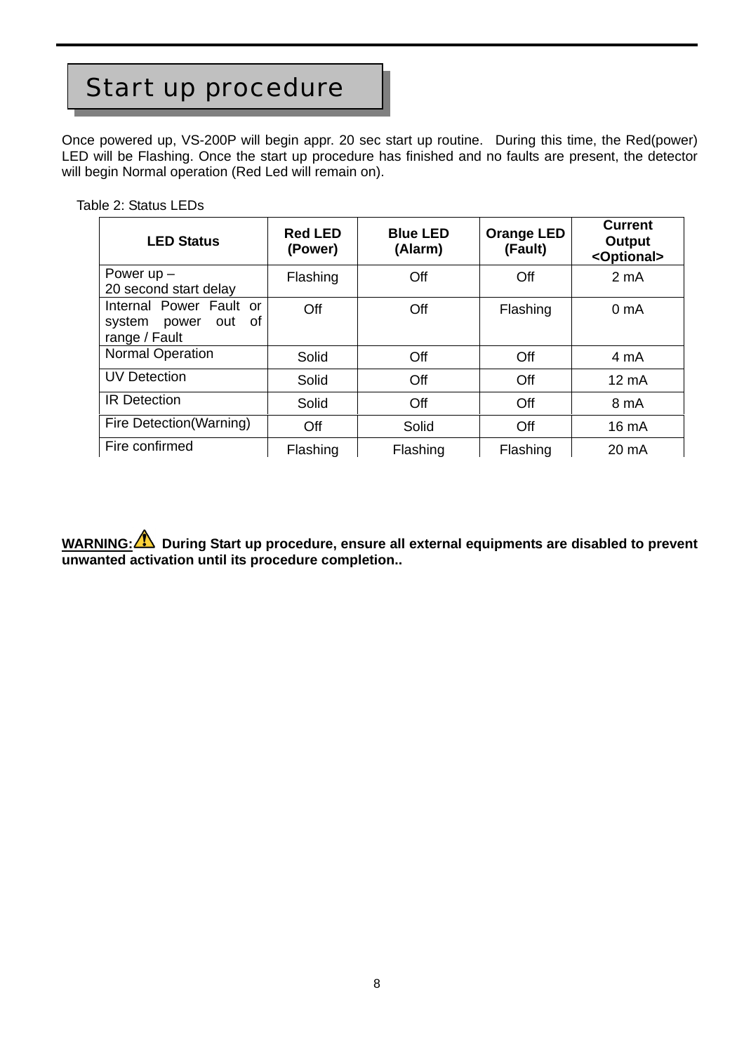# Start up procedure

Once powered up, VS-200P will begin appr. 20 sec start up routine. During this time, the Red(power) LED will be Flashing. Once the start up procedure has finished and no faults are present, the detector will begin Normal operation (Red Led will remain on).

Table 2: Status LEDs

| LED Status | Red LED (Power) | Blue LED (Alarm) | Orange LED (Fault) | Current Output <Optional> |
|---|---|---|---|---|
| Power up – 20 second start delay | Flashing | Off | Off | 2 mA |
| Internal Power Fault or system power out of range / Fault | Off | Off | Flashing | 0 mA |
| Normal Operation | Solid | Off | Off | 4 mA |
| UV Detection | Solid | Off | Off | 12 mA |
| IR Detection | Solid | Off | Off | 8 mA |
| Fire Detection(Warning) | Off | Solid | Off | 16 mA |
| Fire confirmed | Flashing | Flashing | Flashing | 20 mA |

**WARNING:** ⚠ **During Start up procedure, ensure all external equipments are disabled to prevent unwanted activation until its procedure completion..**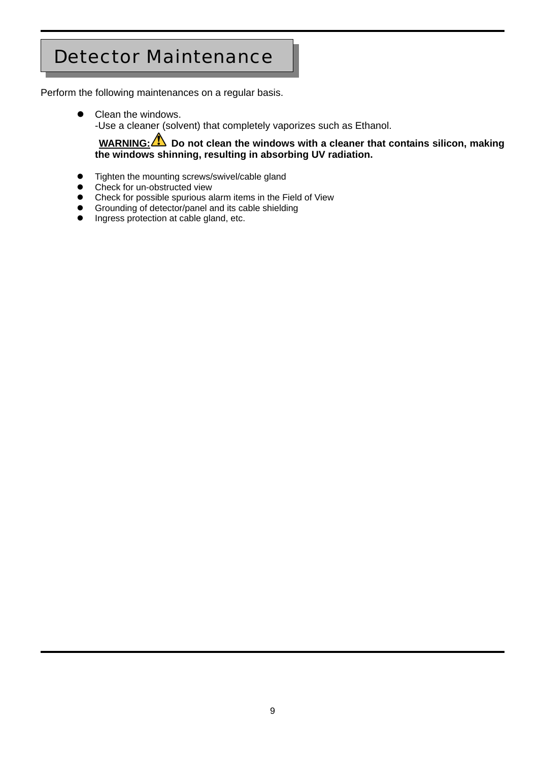# Detector Maintenance

Perform the following maintenances on a regular basis.

- Clean the windows.
  -Use a cleaner (solvent) that completely vaporizes such as Ethanol.

  **WARNING:** ⚠ **Do not clean the windows with a cleaner that contains silicon, making the windows shinning, resulting in absorbing UV radiation.**

- Tighten the mounting screws/swivel/cable gland
- Check for un-obstructed view
- Check for possible spurious alarm items in the Field of View
- Grounding of detector/panel and its cable shielding
- Ingress protection at cable gland, etc.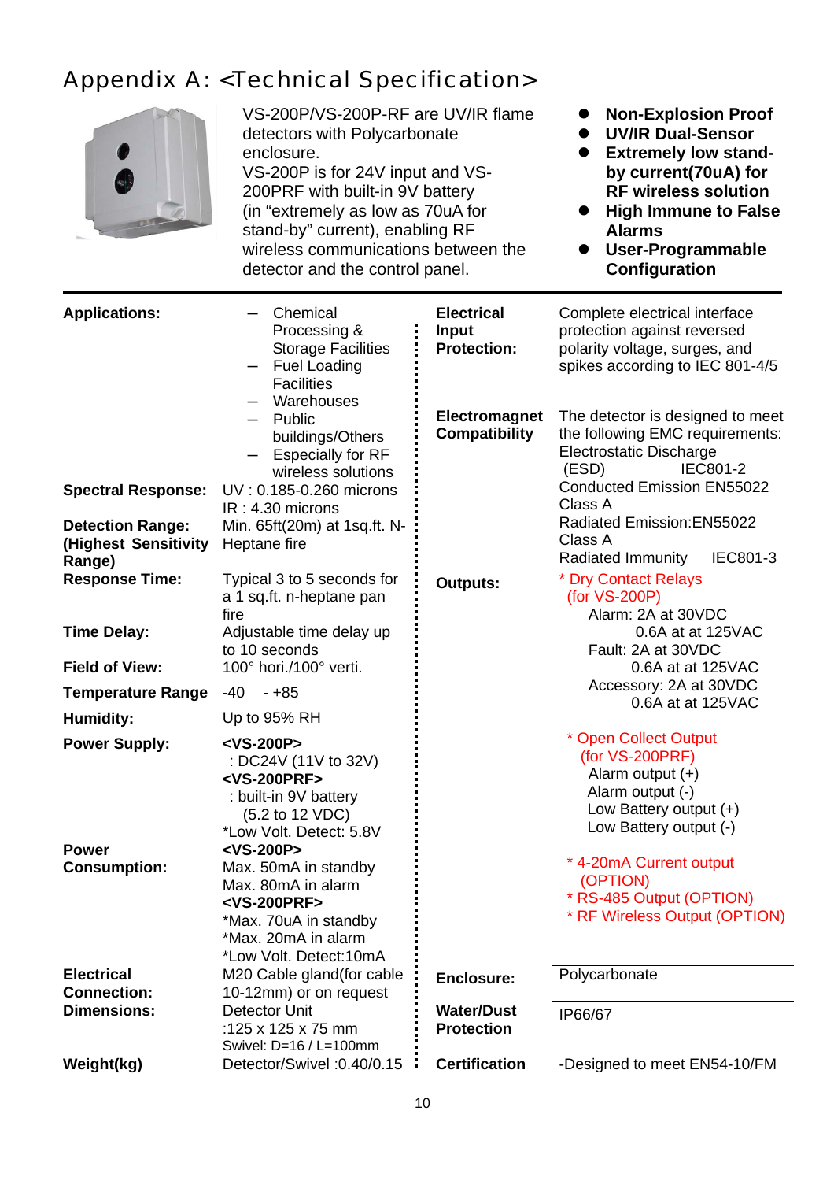# Appendix A: <Technical Specification>

VS-200P/VS-200P-RF are UV/IR flame detectors with Polycarbonate enclosure.
VS-200P is for 24V input and VS-200PRF with built-in 9V battery (in “extremely as low as 70uA for stand-by” current), enabling RF wireless communications between the detector and the control panel.

- **Non-Explosion Proof**
- **UV/IR Dual-Sensor**
- **Extremely low stand-by current(70uA) for RF wireless solution**
- **High Immune to False Alarms**
- **User-Programmable Configuration**

| | |
|---|---|
| **Applications:** | – Chemical Processing & Storage Facilities<br>– Fuel Loading Facilities<br>– Warehouses<br>– Public buildings/Others<br>– Especially for RF wireless solutions |
| **Spectral Response:** | UV : 0.185-0.260 microns<br>IR : 4.30 microns |
| **Detection Range: (Highest Sensitivity Range)** | Min. 65ft(20m) at 1sq.ft. N-Heptane fire |
| **Response Time:** | Typical 3 to 5 seconds for a 1 sq.ft. n-heptane pan fire |
| **Time Delay:** | Adjustable time delay up to 10 seconds |
| **Field of View:** | 100° hori./100° verti. |
| **Temperature Range** | -40 - +85 |
| **Humidity:** | Up to 95% RH |
| **Power Supply:** | **<VS-200P>**<br>: DC24V (11V to 32V)<br>**<VS-200PRF>**<br>: built-in 9V battery (5.2 to 12 VDC)<br>*Low Volt. Detect: 5.8V |
| **Power Consumption:** | **<VS-200P>**<br>Max. 50mA in standby<br>Max. 80mA in alarm<br>**<VS-200PRF>**<br>*Max. 70uA in standby<br>*Max. 20mA in alarm<br>*Low Volt. Detect:10mA |
| **Electrical Connection:** | M20 Cable gland(for cable 10-12mm) or on request |
| **Dimensions:** | Detector Unit<br>:125 x 125 x 75 mm<br>Swivel: D=16 / L=100mm |
| **Weight(kg)** | Detector/Swivel :0.40/0.15 |

| | |
|---|---|
| **Electrical Input Protection:** | Complete electrical interface protection against reversed polarity voltage, surges, and spikes according to IEC 801-4/5 |
| **Electromagnet Compatibility** | The detector is designed to meet the following EMC requirements:<br>Electrostatic Discharge (ESD) IEC801-2<br>Conducted Emission EN55022 Class A<br>Radiated Emission:EN55022 Class A<br>Radiated Immunity IEC801-3 |
| **Outputs:** | * Dry Contact Relays (for VS-200P)<br>Alarm: 2A at 30VDC<br>0.6A at at 125VAC<br>Fault: 2A at 30VDC<br>0.6A at at 125VAC<br>Accessory: 2A at 30VDC<br>0.6A at at 125VAC<br><br>* Open Collect Output (for VS-200PRF)<br>Alarm output (+)<br>Alarm output (-)<br>Low Battery output (+)<br>Low Battery output (-)<br><br>* 4-20mA Current output (OPTION)<br>* RS-485 Output (OPTION)<br>* RF Wireless Output (OPTION) |
| **Enclosure:** | Polycarbonate |
| **Water/Dust Protection** | IP66/67 |
| **Certification** | -Designed to meet EN54-10/FM |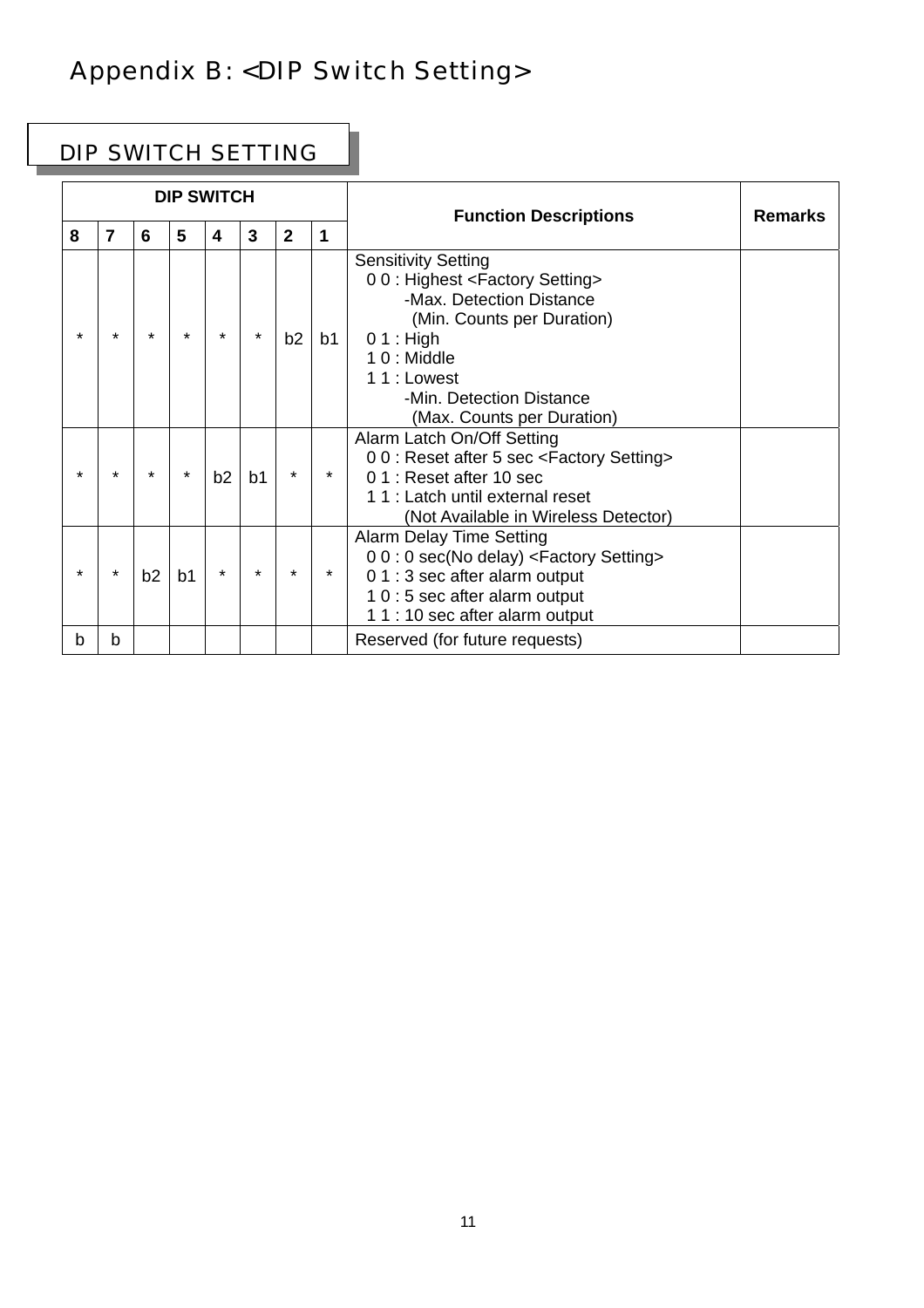# Appendix B: <DIP Switch Setting>

## DIP SWITCH SETTING

| DIP SWITCH | | | | | | | | Function Descriptions | Remarks |
|---|---|---|---|---|---|---|---|---|---|
| **8** | **7** | **6** | **5** | **4** | **3** | **2** | **1** | | |
| * | * | * | * | * | * | b2 | b1 | Sensitivity Setting<br>0 0 : Highest <Factory Setting><br>-Max. Detection Distance<br>(Min. Counts per Duration)<br>0 1 : High<br>1 0 : Middle<br>1 1 : Lowest<br>-Min. Detection Distance<br>(Max. Counts per Duration) | |
| * | * | * | * | b2 | b1 | * | * | Alarm Latch On/Off Setting<br>0 0 : Reset after 5 sec <Factory Setting><br>0 1 : Reset after 10 sec<br>1 1 : Latch until external reset<br>(Not Available in Wireless Detector) | |
| * | * | b2 | b1 | * | * | * | * | Alarm Delay Time Setting<br>0 0 : 0 sec(No delay) <Factory Setting><br>0 1 : 3 sec after alarm output<br>1 0 : 5 sec after alarm output<br>1 1 : 10 sec after alarm output | |
| b | b | | | | | | | Reserved (for future requests) | |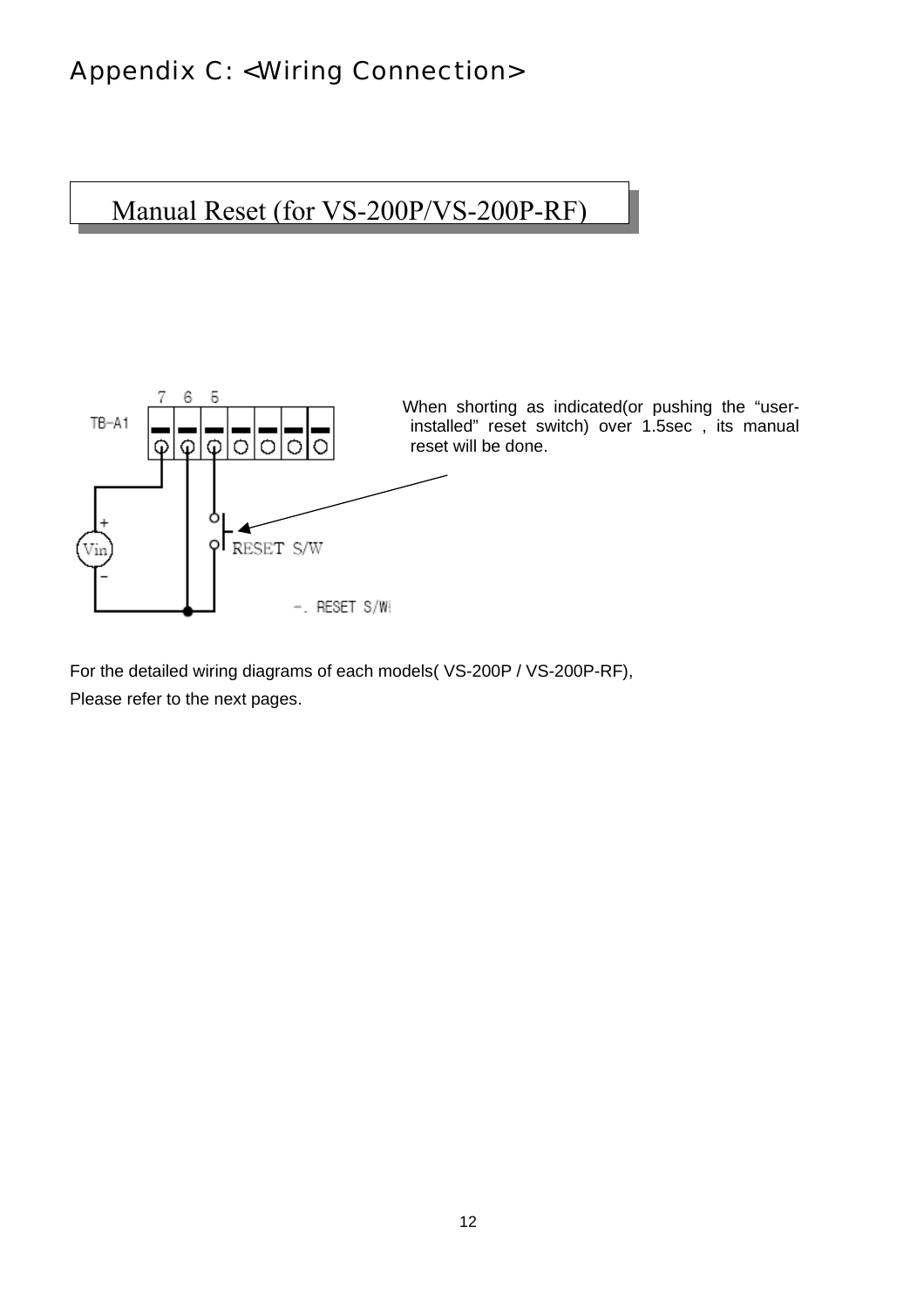# Appendix C: <Wiring Connection>

## Manual Reset (for VS-200P/VS-200P-RF)

TB-A1

7 6 5

Vin

RESET S/W

-. RESET S/W

When shorting as indicated(or pushing the "user-installed" reset switch) over 1.5sec , its manual reset will be done.

For the detailed wiring diagrams of each models( VS-200P / VS-200P-RF),
Please refer to the next pages.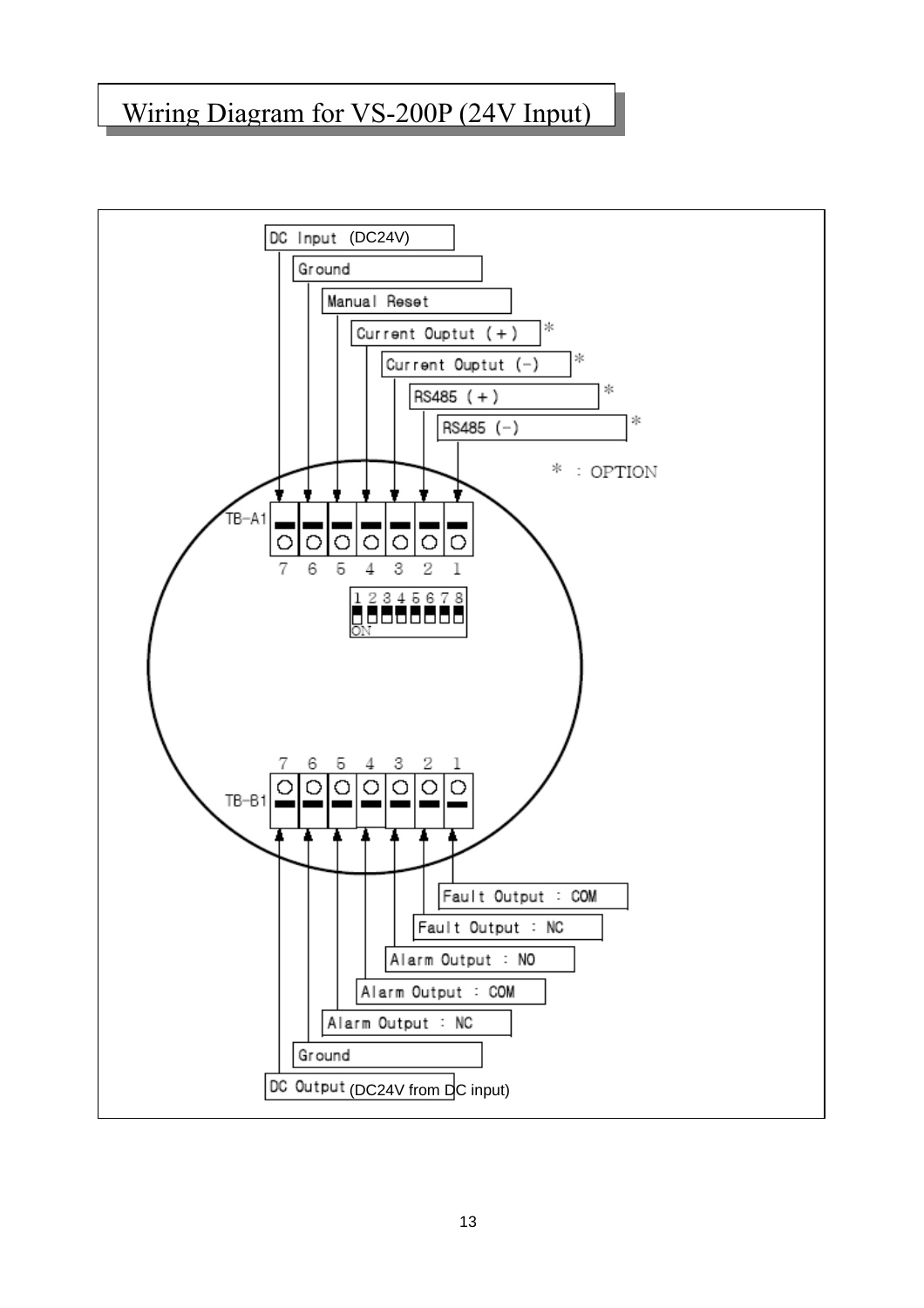# Wiring Diagram for VS-200P (24V Input)

**TB-A1**

| Terminal | Function |
|---|---|
| 7 | DC Input (DC24V) |
| 6 | Ground |
| 5 | Manual Reset |
| 4 | Current Ouptut (+) * |
| 3 | Current Ouptut (-) * |
| 2 | RS485 (+) * |
| 1 | RS485 (-) * |

* : OPTION

DIP switch: 1 2 3 4 5 6 7 8 ON

**TB-B1**

| Terminal | Function |
|---|---|
| 7 | DC Output (DC24V from DC input) |
| 6 | Ground |
| 5 | Alarm Output : NC |
| 4 | Alarm Output : COM |
| 3 | Alarm Output : NO |
| 2 | Fault Output : NC |
| 1 | Fault Output : COM |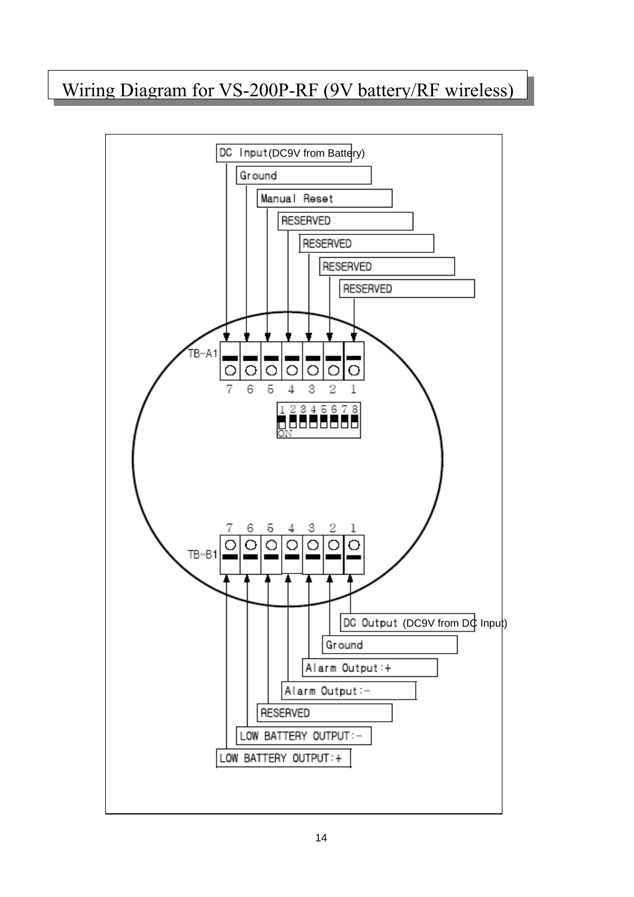# Wiring Diagram for VS-200P-RF (9V battery/RF wireless)

DC Input(DC9V from Battery)

Ground

Manual Reset

RESERVED

RESERVED

RESERVED

RESERVED

TB-A1

7 6 5 4 3 2 1

1 2 3 4 5 6 7 8

ON

7 6 5 4 3 2 1

TB-B1

DC Output (DC9V from DC Input)

Ground

Alarm Output:+

Alarm Output:-

RESERVED

LOW BATTERY OUTPUT:-

LOW BATTERY OUTPUT:+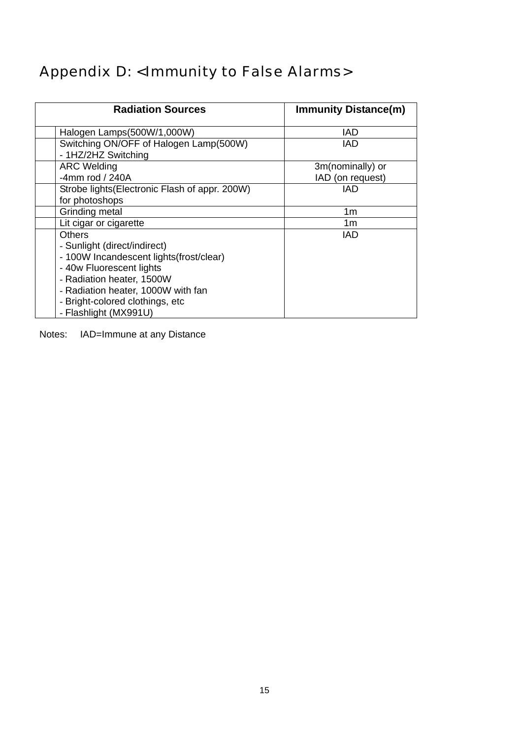# Appendix D: <Immunity to False Alarms>

| | Radiation Sources | Immunity Distance(m) |
|---|---|---|
| | Halogen Lamps(500W/1,000W) | IAD |
| | Switching ON/OFF of Halogen Lamp(500W)<br>- 1HZ/2HZ Switching | IAD |
| | ARC Welding<br>-4mm rod / 240A | 3m(nominally) or<br>IAD (on request) |
| | Strobe lights(Electronic Flash of appr. 200W)<br>for photoshops | IAD |
| | Grinding metal | 1m |
| | Lit cigar or cigarette | 1m |
| | Others<br>- Sunlight (direct/indirect)<br>- 100W Incandescent lights(frost/clear)<br>- 40w Fluorescent lights<br>- Radiation heater, 1500W<br>- Radiation heater, 1000W with fan<br>- Bright-colored clothings, etc<br>- Flashlight (MX991U) | IAD |

Notes: IAD=Immune at any Distance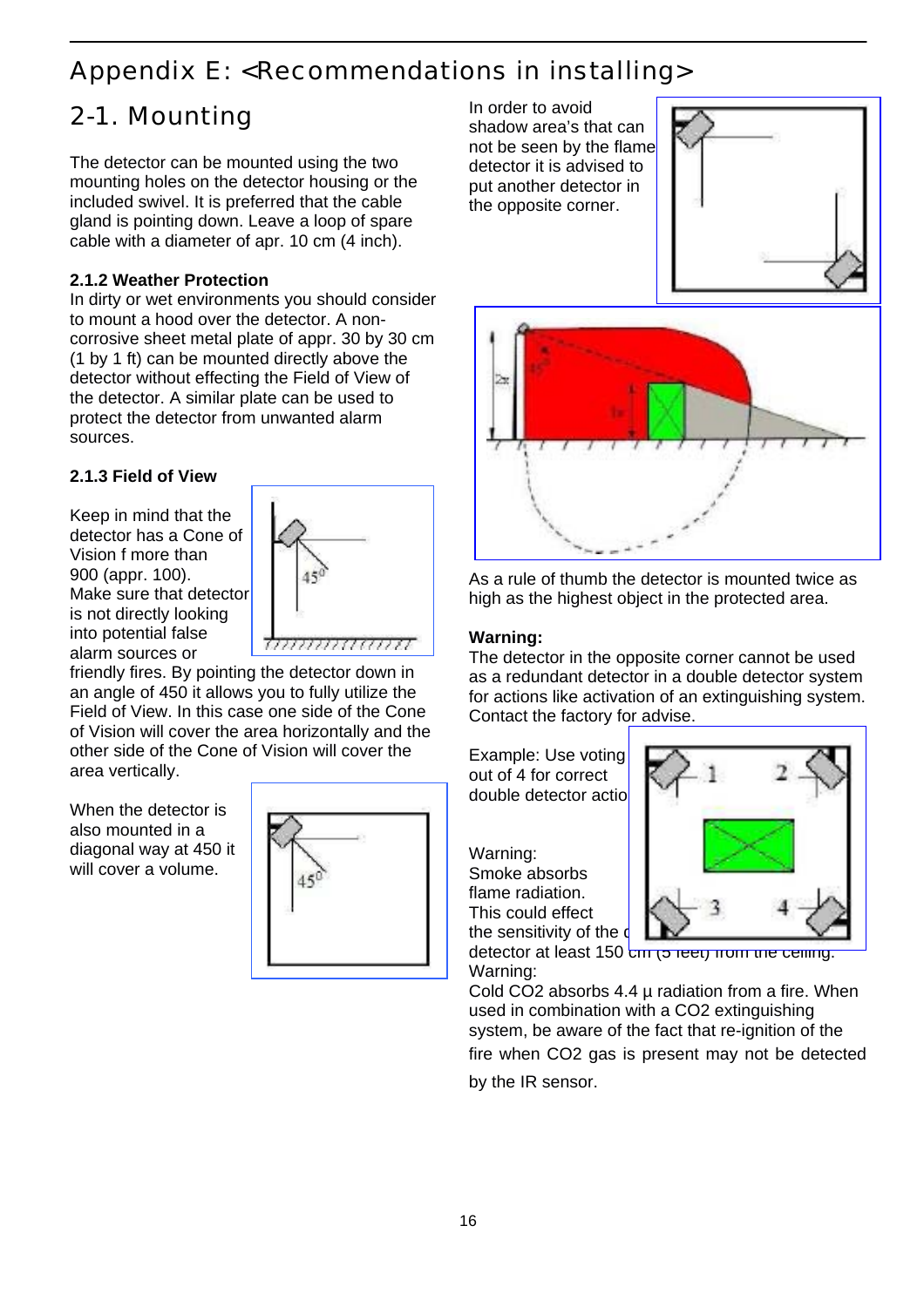# Appendix E: <Recommendations in installing>

## 2-1. Mounting

The detector can be mounted using the two mounting holes on the detector housing or the included swivel. It is preferred that the cable gland is pointing down. Leave a loop of spare cable with a diameter of apr. 10 cm (4 inch).

### 2.1.2 Weather Protection

In dirty or wet environments you should consider to mount a hood over the detector. A non-corrosive sheet metal plate of appr. 30 by 30 cm (1 by 1 ft) can be mounted directly above the detector without effecting the Field of View of the detector. A similar plate can be used to protect the detector from unwanted alarm sources.

### 2.1.3 Field of View

Keep in mind that the detector has a Cone of Vision f more than 900 (appr. 100). Make sure that detector is not directly looking into potential false alarm sources or friendly fires. By pointing the detector down in an angle of 450 it allows you to fully utilize the Field of View. In this case one side of the Cone of Vision will cover the area horizontally and the other side of the Cone of Vision will cover the area vertically.

When the detector is also mounted in a diagonal way at 450 it will cover a volume.

In order to avoid shadow area's that can not be seen by the flame detector it is advised to put another detector in the opposite corner.

As a rule of thumb the detector is mounted twice as high as the highest object in the protected area.

**Warning:**
The detector in the opposite corner cannot be used as a redundant detector in a double detector system for actions like activation of an extinguishing system. Contact the factory for advise.

Example: Use voting out of 4 for correct double detector actio

Warning:
Smoke absorbs flame radiation. This could effect the sensitivity of the d detector at least 150 cm (5 feet) from the ceiling.

Warning:
Cold $CO_2$ absorbs 4.4 µ radiation from a fire. When used in combination with a $CO_2$ extinguishing system, be aware of the fact that re-ignition of the fire when $CO_2$ gas is present may not be detected by the IR sensor.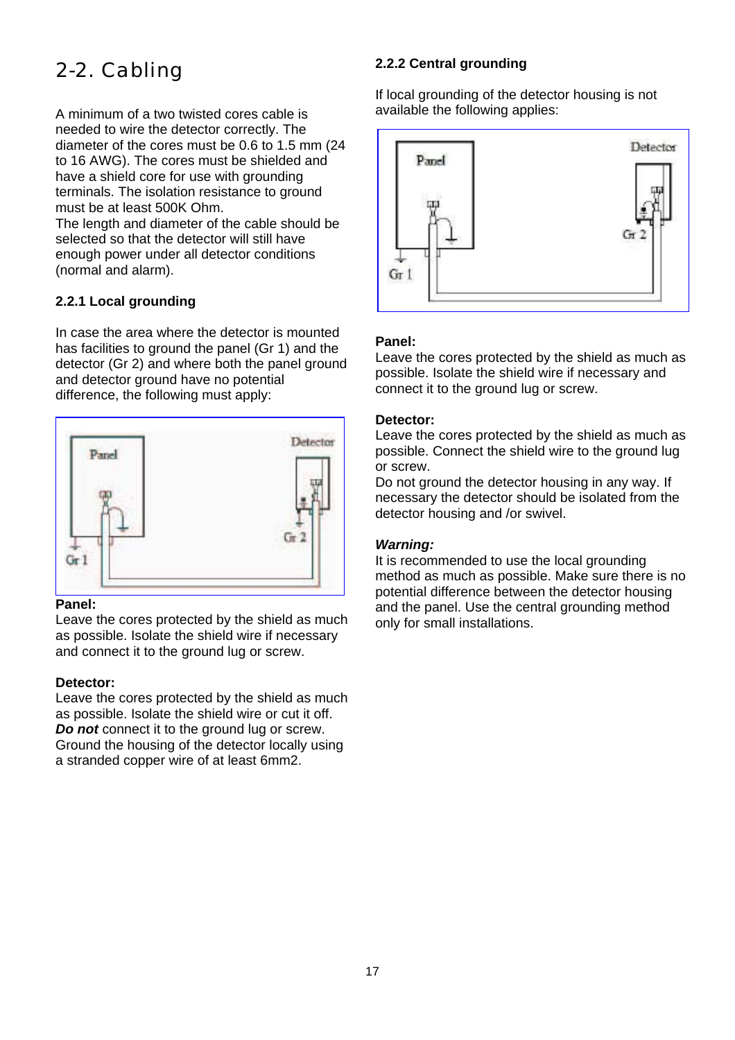# 2-2. Cabling

A minimum of a two twisted cores cable is needed to wire the detector correctly. The diameter of the cores must be 0.6 to 1.5 mm (24 to 16 AWG). The cores must be shielded and have a shield core for use with grounding terminals. The isolation resistance to ground must be at least 500K Ohm.
The length and diameter of the cable should be selected so that the detector will still have enough power under all detector conditions (normal and alarm).

### 2.2.1 Local grounding

In case the area where the detector is mounted has facilities to ground the panel (Gr 1) and the detector (Gr 2) and where both the panel ground and detector ground have no potential difference, the following must apply:

**Panel:**
Leave the cores protected by the shield as much as possible. Isolate the shield wire if necessary and connect it to the ground lug or screw.

**Detector:**
Leave the cores protected by the shield as much as possible. Isolate the shield wire or cut it off. ***Do not*** connect it to the ground lug or screw. Ground the housing of the detector locally using a stranded copper wire of at least 6mm2.

### 2.2.2 Central grounding

If local grounding of the detector housing is not available the following applies:

**Panel:**
Leave the cores protected by the shield as much as possible. Isolate the shield wire if necessary and connect it to the ground lug or screw.

**Detector:**
Leave the cores protected by the shield as much as possible. Connect the shield wire to the ground lug or screw.
Do not ground the detector housing in any way. If necessary the detector should be isolated from the detector housing and /or swivel.

***Warning:***
It is recommended to use the local grounding method as much as possible. Make sure there is no potential difference between the detector housing and the panel. Use the central grounding method only for small installations.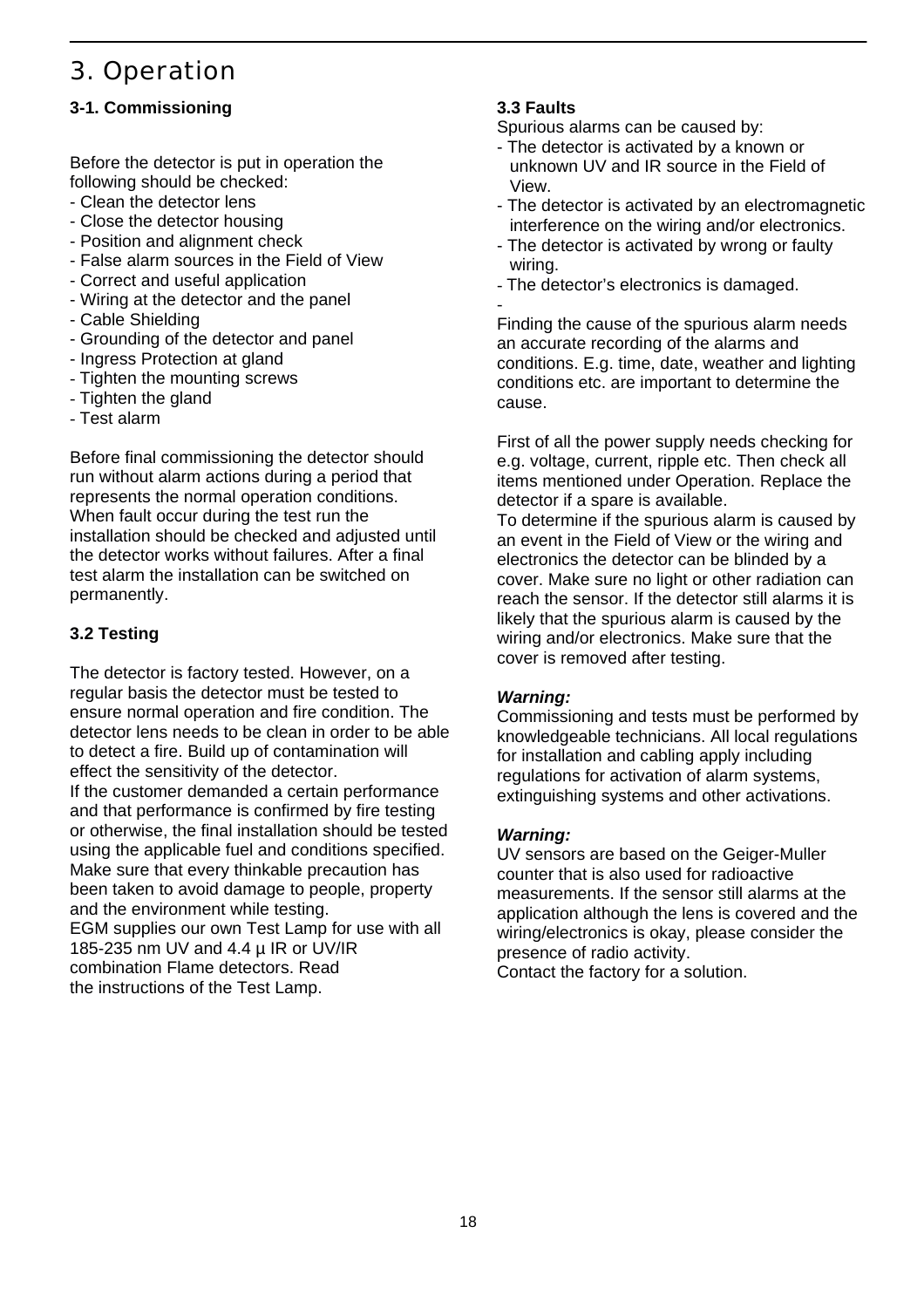# 3. Operation

### 3-1. Commissioning

Before the detector is put in operation the following should be checked:

- Clean the detector lens
- Close the detector housing
- Position and alignment check
- False alarm sources in the Field of View
- Correct and useful application
- Wiring at the detector and the panel
- Cable Shielding
- Grounding of the detector and panel
- Ingress Protection at gland
- Tighten the mounting screws
- Tighten the gland
- Test alarm

Before final commissioning the detector should run without alarm actions during a period that represents the normal operation conditions. When fault occur during the test run the installation should be checked and adjusted until the detector works without failures. After a final test alarm the installation can be switched on permanently.

### 3.2 Testing

The detector is factory tested. However, on a regular basis the detector must be tested to ensure normal operation and fire condition. The detector lens needs to be clean in order to be able to detect a fire. Build up of contamination will effect the sensitivity of the detector.
If the customer demanded a certain performance and that performance is confirmed by fire testing or otherwise, the final installation should be tested using the applicable fuel and conditions specified. Make sure that every thinkable precaution has been taken to avoid damage to people, property and the environment while testing.
EGM supplies our own Test Lamp for use with all 185-235 nm UV and 4.4 µ IR or UV/IR combination Flame detectors. Read the instructions of the Test Lamp.

### 3.3 Faults

Spurious alarms can be caused by:

- The detector is activated by a known or unknown UV and IR source in the Field of View.
- The detector is activated by an electromagnetic interference on the wiring and/or electronics.
- The detector is activated by wrong or faulty wiring.
- The detector's electronics is damaged.
-

Finding the cause of the spurious alarm needs an accurate recording of the alarms and conditions. E.g. time, date, weather and lighting conditions etc. are important to determine the cause.

First of all the power supply needs checking for e.g. voltage, current, ripple etc. Then check all items mentioned under Operation. Replace the detector if a spare is available.
To determine if the spurious alarm is caused by an event in the Field of View or the wiring and electronics the detector can be blinded by a cover. Make sure no light or other radiation can reach the sensor. If the detector still alarms it is likely that the spurious alarm is caused by the wiring and/or electronics. Make sure that the cover is removed after testing.

***Warning:***
Commissioning and tests must be performed by knowledgeable technicians. All local regulations for installation and cabling apply including regulations for activation of alarm systems, extinguishing systems and other activations.

***Warning:***
UV sensors are based on the Geiger-Muller counter that is also used for radioactive measurements. If the sensor still alarms at the application although the lens is covered and the wiring/electronics is okay, please consider the presence of radio activity.
Contact the factory for a solution.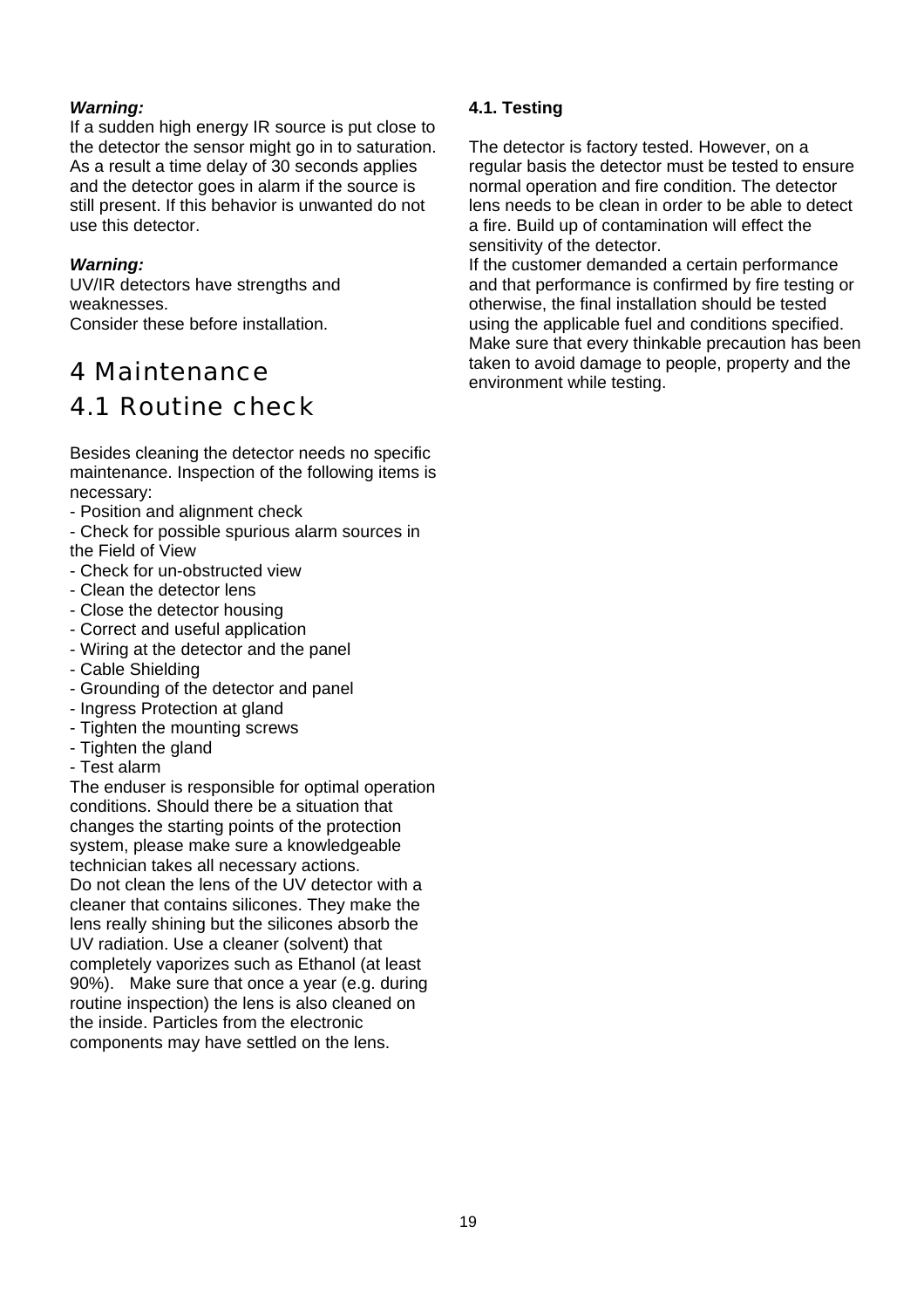***Warning:***
If a sudden high energy IR source is put close to the detector the sensor might go in to saturation. As a result a time delay of 30 seconds applies and the detector goes in alarm if the source is still present. If this behavior is unwanted do not use this detector.

***Warning:***
UV/IR detectors have strengths and weaknesses.
Consider these before installation.

# 4 Maintenance

## 4.1 Routine check

Besides cleaning the detector needs no specific maintenance. Inspection of the following items is necessary:

- Position and alignment check
- Check for possible spurious alarm sources in the Field of View
- Check for un-obstructed view
- Clean the detector lens
- Close the detector housing
- Correct and useful application
- Wiring at the detector and the panel
- Cable Shielding
- Grounding of the detector and panel
- Ingress Protection at gland
- Tighten the mounting screws
- Tighten the gland
- Test alarm

The enduser is responsible for optimal operation conditions. Should there be a situation that changes the starting points of the protection system, please make sure a knowledgeable technician takes all necessary actions.
Do not clean the lens of the UV detector with a cleaner that contains silicones. They make the lens really shining but the silicones absorb the UV radiation. Use a cleaner (solvent) that completely vaporizes such as Ethanol (at least 90%). Make sure that once a year (e.g. during routine inspection) the lens is also cleaned on the inside. Particles from the electronic components may have settled on the lens.

### 4.1. Testing

The detector is factory tested. However, on a regular basis the detector must be tested to ensure normal operation and fire condition. The detector lens needs to be clean in order to be able to detect a fire. Build up of contamination will effect the sensitivity of the detector.
If the customer demanded a certain performance and that performance is confirmed by fire testing or otherwise, the final installation should be tested using the applicable fuel and conditions specified. Make sure that every thinkable precaution has been taken to avoid damage to people, property and the environment while testing.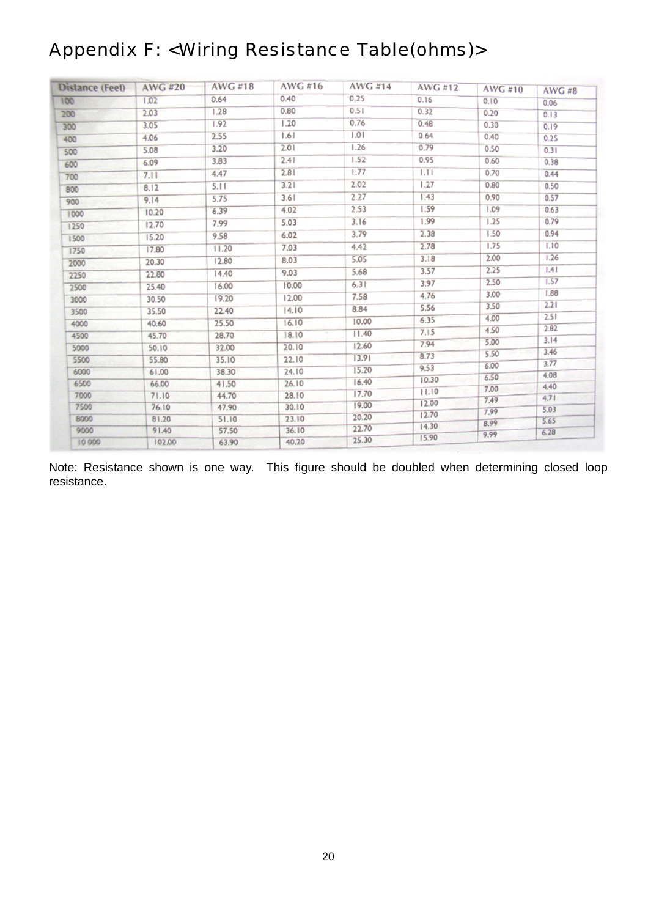# Appendix F: <Wiring Resistance Table(ohms)>

| Distance (Feet) | AWG #20 | AWG #18 | AWG #16 | AWG #14 | AWG #12 | AWG #10 | AWG #8 |
|---|---|---|---|---|---|---|---|
| 100 | 1.02 | 0.64 | 0.40 | 0.25 | 0.16 | 0.10 | 0.06 |
| 200 | 2.03 | 1.28 | 0.80 | 0.51 | 0.32 | 0.20 | 0.13 |
| 300 | 3.05 | 1.92 | 1.20 | 0.76 | 0.48 | 0.30 | 0.19 |
| 400 | 4.06 | 2.55 | 1.61 | 1.01 | 0.64 | 0.40 | 0.25 |
| 500 | 5.08 | 3.20 | 2.01 | 1.26 | 0.79 | 0.50 | 0.31 |
| 600 | 6.09 | 3.83 | 2.41 | 1.52 | 0.95 | 0.60 | 0.38 |
| 700 | 7.11 | 4.47 | 2.81 | 1.77 | 1.11 | 0.70 | 0.44 |
| 800 | 8.12 | 5.11 | 3.21 | 2.02 | 1.27 | 0.80 | 0.50 |
| 900 | 9.14 | 5.75 | 3.61 | 2.27 | 1.43 | 0.90 | 0.57 |
| 1000 | 10.20 | 6.39 | 4.02 | 2.53 | 1.59 | 1.09 | 0.63 |
| 1250 | 12.70 | 7.99 | 5.03 | 3.16 | 1.99 | 1.25 | 0.79 |
| 1500 | 15.20 | 9.58 | 6.02 | 3.79 | 2.38 | 1.50 | 0.94 |
| 1750 | 17.80 | 11.20 | 7.03 | 4.42 | 2.78 | 1.75 | 1.10 |
| 2000 | 20.30 | 12.80 | 8.03 | 5.05 | 3.18 | 2.00 | 1.26 |
| 2250 | 22.80 | 14.40 | 9.03 | 5.68 | 3.57 | 2.25 | 1.41 |
| 2500 | 25.40 | 16.00 | 10.00 | 6.31 | 3.97 | 2.50 | 1.57 |
| 3000 | 30.50 | 19.20 | 12.00 | 7.58 | 4.76 | 3.00 | 1.88 |
| 3500 | 35.50 | 22.40 | 14.10 | 8.84 | 5.56 | 3.50 | 2.21 |
| 4000 | 40.60 | 25.50 | 16.10 | 10.00 | 6.35 | 4.00 | 2.51 |
| 4500 | 45.70 | 28.70 | 18.10 | 11.40 | 7.15 | 4.50 | 2.82 |
| 5000 | 50.10 | 32.00 | 20.10 | 12.60 | 7.94 | 5.00 | 3.14 |
| 5500 | 55.80 | 35.10 | 22.10 | 13.91 | 8.73 | 5.50 | 3.46 |
| 6000 | 61.00 | 38.30 | 24.10 | 15.20 | 9.53 | 6.00 | 3.77 |
| 6500 | 66.00 | 41.50 | 26.10 | 16.40 | 10.30 | 6.50 | 4.08 |
| 7000 | 71.10 | 44.70 | 28.10 | 17.70 | 11.10 | 7.00 | 4.40 |
| 7500 | 76.10 | 47.90 | 30.10 | 19.00 | 12.00 | 7.49 | 4.71 |
| 8000 | 81.20 | 51.10 | 23.10 | 20.20 | 12.70 | 7.99 | 5.03 |
| 9000 | 91.40 | 57.50 | 36.10 | 22.70 | 14.30 | 8.99 | 5.65 |
| 10 000 | 102.00 | 63.90 | 40.20 | 25.30 | 15.90 | 9.99 | 6.28 |

Note: Resistance shown is one way. This figure should be doubled when determining closed loop resistance.